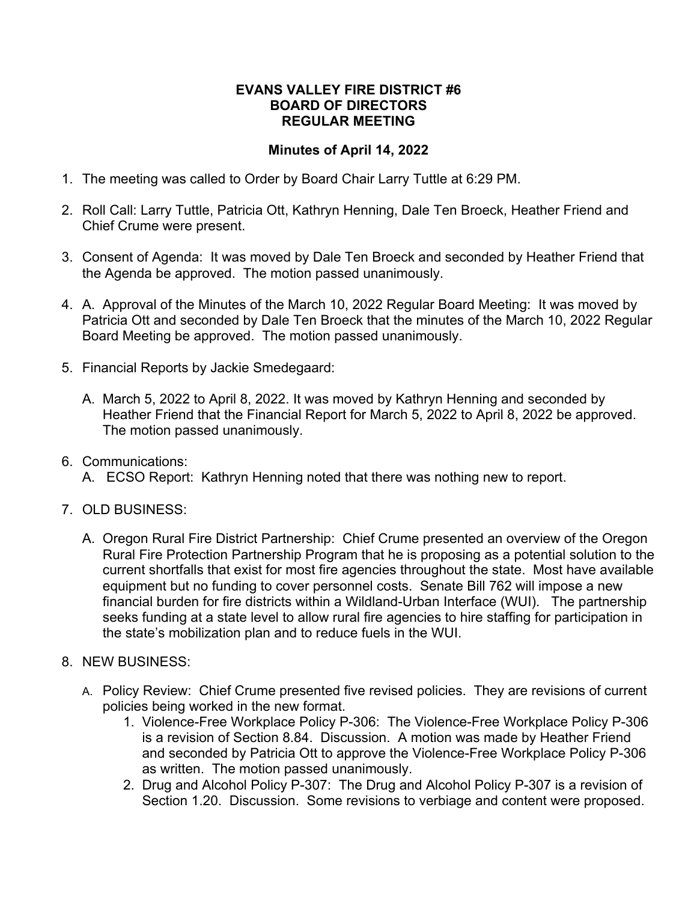# EVANS VALLEY FIRE DISTRICT #6
# BOARD OF DIRECTORS
# REGULAR MEETING

## Minutes of April 14, 2022

1. The meeting was called to Order by Board Chair Larry Tuttle at 6:29 PM.

2. Roll Call: Larry Tuttle, Patricia Ott, Kathryn Henning, Dale Ten Broeck, Heather Friend and Chief Crume were present.

3. Consent of Agenda: It was moved by Dale Ten Broeck and seconded by Heather Friend that the Agenda be approved. The motion passed unanimously.

4. A. Approval of the Minutes of the March 10, 2022 Regular Board Meeting: It was moved by Patricia Ott and seconded by Dale Ten Broeck that the minutes of the March 10, 2022 Regular Board Meeting be approved. The motion passed unanimously.

5. Financial Reports by Jackie Smedegaard:

   A. March 5, 2022 to April 8, 2022. It was moved by Kathryn Henning and seconded by Heather Friend that the Financial Report for March 5, 2022 to April 8, 2022 be approved. The motion passed unanimously.

6. Communications:
   A. ECSO Report: Kathryn Henning noted that there was nothing new to report.

7. OLD BUSINESS:

   A. Oregon Rural Fire District Partnership: Chief Crume presented an overview of the Oregon Rural Fire Protection Partnership Program that he is proposing as a potential solution to the current shortfalls that exist for most fire agencies throughout the state. Most have available equipment but no funding to cover personnel costs. Senate Bill 762 will impose a new financial burden for fire districts within a Wildland-Urban Interface (WUI). The partnership seeks funding at a state level to allow rural fire agencies to hire staffing for participation in the state's mobilization plan and to reduce fuels in the WUI.

8. NEW BUSINESS:

   A. Policy Review: Chief Crume presented five revised policies. They are revisions of current policies being worked in the new format.
      1. Violence-Free Workplace Policy P-306: The Violence-Free Workplace Policy P-306 is a revision of Section 8.84. Discussion. A motion was made by Heather Friend and seconded by Patricia Ott to approve the Violence-Free Workplace Policy P-306 as written. The motion passed unanimously.
      2. Drug and Alcohol Policy P-307: The Drug and Alcohol Policy P-307 is a revision of Section 1.20. Discussion. Some revisions to verbiage and content were proposed.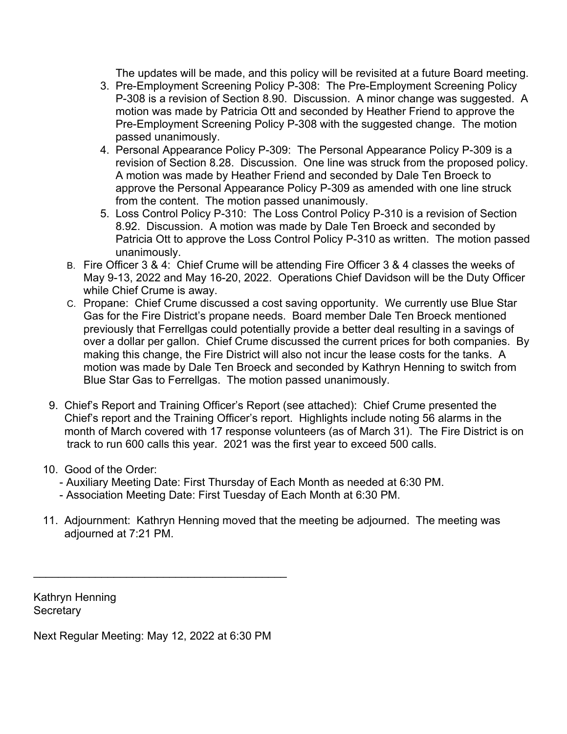The updates will be made, and this policy will be revisited at a future Board meeting.

3. Pre-Employment Screening Policy P-308: The Pre-Employment Screening Policy P-308 is a revision of Section 8.90. Discussion. A minor change was suggested. A motion was made by Patricia Ott and seconded by Heather Friend to approve the Pre-Employment Screening Policy P-308 with the suggested change. The motion passed unanimously.
4. Personal Appearance Policy P-309: The Personal Appearance Policy P-309 is a revision of Section 8.28. Discussion. One line was struck from the proposed policy. A motion was made by Heather Friend and seconded by Dale Ten Broeck to approve the Personal Appearance Policy P-309 as amended with one line struck from the content. The motion passed unanimously.
5. Loss Control Policy P-310: The Loss Control Policy P-310 is a revision of Section 8.92. Discussion. A motion was made by Dale Ten Broeck and seconded by Patricia Ott to approve the Loss Control Policy P-310 as written. The motion passed unanimously.

B. Fire Officer 3 & 4: Chief Crume will be attending Fire Officer 3 & 4 classes the weeks of May 9-13, 2022 and May 16-20, 2022. Operations Chief Davidson will be the Duty Officer while Chief Crume is away.

C. Propane: Chief Crume discussed a cost saving opportunity. We currently use Blue Star Gas for the Fire District's propane needs. Board member Dale Ten Broeck mentioned previously that Ferrellgas could potentially provide a better deal resulting in a savings of over a dollar per gallon. Chief Crume discussed the current prices for both companies. By making this change, the Fire District will also not incur the lease costs for the tanks. A motion was made by Dale Ten Broeck and seconded by Kathryn Henning to switch from Blue Star Gas to Ferrellgas. The motion passed unanimously.

9. Chief's Report and Training Officer's Report (see attached): Chief Crume presented the Chief's report and the Training Officer's report. Highlights include noting 56 alarms in the month of March covered with 17 response volunteers (as of March 31). The Fire District is on track to run 600 calls this year. 2021 was the first year to exceed 500 calls.

10. Good of the Order:
    - Auxiliary Meeting Date: First Thursday of Each Month as needed at 6:30 PM.
    - Association Meeting Date: First Tuesday of Each Month at 6:30 PM.

11. Adjournment: Kathryn Henning moved that the meeting be adjourned. The meeting was adjourned at 7:21 PM.

\_\_\_\_\_\_\_\_\_\_\_\_\_\_\_\_\_\_\_\_\_\_\_\_\_\_\_\_\_\_\_\_\_\_\_\_\_\_\_\_

Kathryn Henning
Secretary

Next Regular Meeting: May 12, 2022 at 6:30 PM